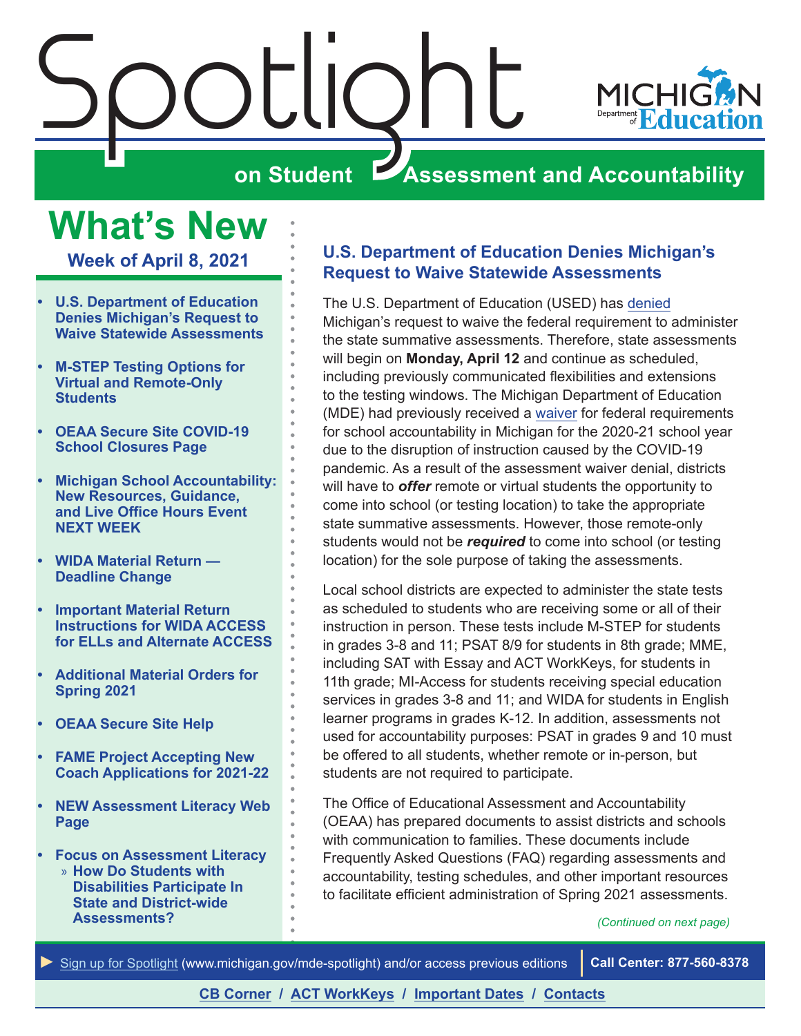# Spotlight on Student Assessment and Accountability

MICHIGAN Department of Education

## What's New

### Week of April 8, 2021

- U.S. Department of Education Denies Michigan's Request to Waive Statewide Assessments
- M-STEP Testing Options for Virtual and Remote-Only Students
- OEAA Secure Site COVID-19 School Closures Page
- Michigan School Accountability: New Resources, Guidance, and Live Office Hours Event NEXT WEEK
- WIDA Material Return — Deadline Change
- Important Material Return Instructions for WIDA ACCESS for ELLs and Alternate ACCESS
- Additional Material Orders for Spring 2021
- OEAA Secure Site Help
- FAME Project Accepting New Coach Applications for 2021-22
- NEW Assessment Literacy Web Page
- Focus on Assessment Literacy
  - How Do Students with Disabilities Participate In State and District-wide Assessments?

## U.S. Department of Education Denies Michigan's Request to Waive Statewide Assessments

The U.S. Department of Education (USED) has denied Michigan's request to waive the federal requirement to administer the state summative assessments. Therefore, state assessments will begin on **Monday, April 12** and continue as scheduled, including previously communicated flexibilities and extensions to the testing windows. The Michigan Department of Education (MDE) had previously received a waiver for federal requirements for school accountability in Michigan for the 2020-21 school year due to the disruption of instruction caused by the COVID-19 pandemic. As a result of the assessment waiver denial, districts will have to ***offer*** remote or virtual students the opportunity to come into school (or testing location) to take the appropriate state summative assessments. However, those remote-only students would not be ***required*** to come into school (or testing location) for the sole purpose of taking the assessments.

Local school districts are expected to administer the state tests as scheduled to students who are receiving some or all of their instruction in person. These tests include M-STEP for students in grades 3-8 and 11; PSAT 8/9 for students in 8th grade; MME, including SAT with Essay and ACT WorkKeys, for students in 11th grade; MI-Access for students receiving special education services in grades 3-8 and 11; and WIDA for students in English learner programs in grades K-12. In addition, assessments not used for accountability purposes: PSAT in grades 9 and 10 must be offered to all students, whether remote or in-person, but students are not required to participate.

The Office of Educational Assessment and Accountability (OEAA) has prepared documents to assist districts and schools with communication to families. These documents include Frequently Asked Questions (FAQ) regarding assessments and accountability, testing schedules, and other important resources to facilitate efficient administration of Spring 2021 assessments.

*(Continued on next page)*

► Sign up for Spotlight (www.michigan.gov/mde-spotlight) and/or access previous editions | Call Center: 877-560-8378

CB Corner / ACT WorkKeys / Important Dates / Contacts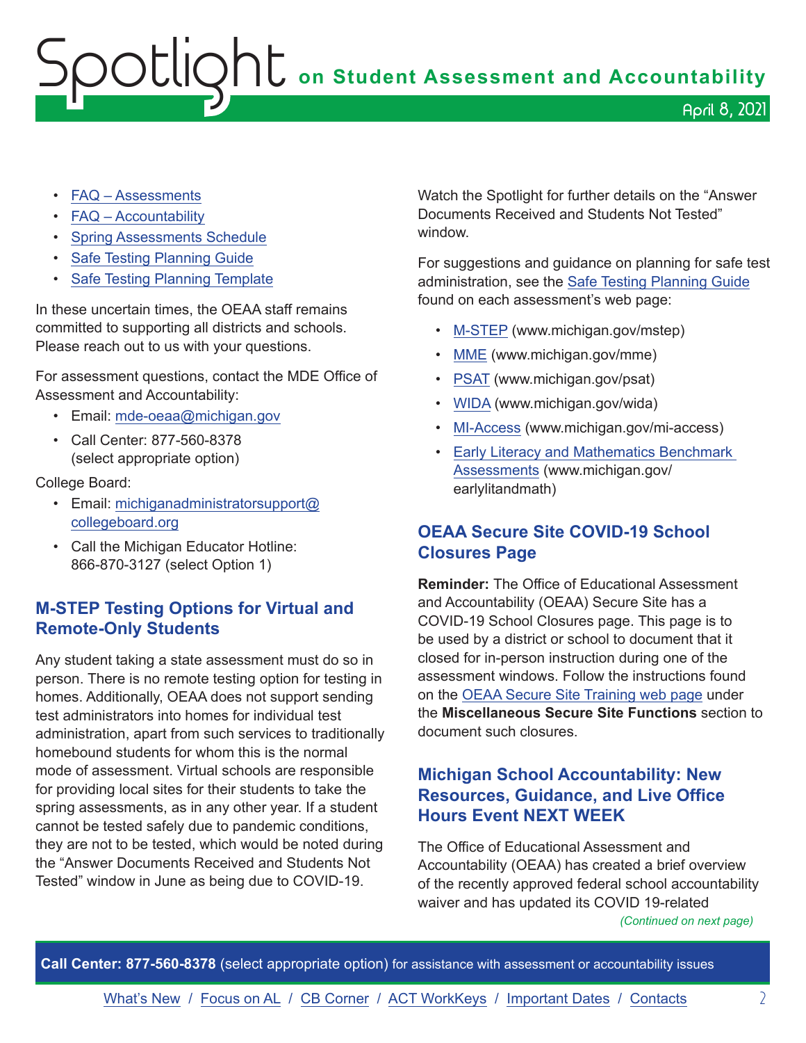- FAQ – Assessments
- FAQ – Accountability
- Spring Assessments Schedule
- Safe Testing Planning Guide
- Safe Testing Planning Template

In these uncertain times, the OEAA staff remains committed to supporting all districts and schools. Please reach out to us with your questions.

For assessment questions, contact the MDE Office of Assessment and Accountability:

- Email: mde-oeaa@michigan.gov
- Call Center: 877-560-8378 (select appropriate option)

College Board:

- Email: michiganadministratorsupport@collegeboard.org
- Call the Michigan Educator Hotline: 866-870-3127 (select Option 1)

## M-STEP Testing Options for Virtual and Remote-Only Students

Any student taking a state assessment must do so in person. There is no remote testing option for testing in homes. Additionally, OEAA does not support sending test administrators into homes for individual test administration, apart from such services to traditionally homebound students for whom this is the normal mode of assessment. Virtual schools are responsible for providing local sites for their students to take the spring assessments, as in any other year. If a student cannot be tested safely due to pandemic conditions, they are not to be tested, which would be noted during the "Answer Documents Received and Students Not Tested" window in June as being due to COVID-19.

Watch the Spotlight for further details on the "Answer Documents Received and Students Not Tested" window.

For suggestions and guidance on planning for safe test administration, see the Safe Testing Planning Guide found on each assessment's web page:

- M-STEP (www.michigan.gov/mstep)
- MME (www.michigan.gov/mme)
- PSAT (www.michigan.gov/psat)
- WIDA (www.michigan.gov/wida)
- MI-Access (www.michigan.gov/mi-access)
- Early Literacy and Mathematics Benchmark Assessments (www.michigan.gov/earlylitandmath)

## OEAA Secure Site COVID-19 School Closures Page

**Reminder:** The Office of Educational Assessment and Accountability (OEAA) Secure Site has a COVID-19 School Closures page. This page is to be used by a district or school to document that it closed for in-person instruction during one of the assessment windows. Follow the instructions found on the OEAA Secure Site Training web page under the **Miscellaneous Secure Site Functions** section to document such closures.

## Michigan School Accountability: New Resources, Guidance, and Live Office Hours Event NEXT WEEK

The Office of Educational Assessment and Accountability (OEAA) has created a brief overview of the recently approved federal school accountability waiver and has updated its COVID 19-related

*(Continued on next page)*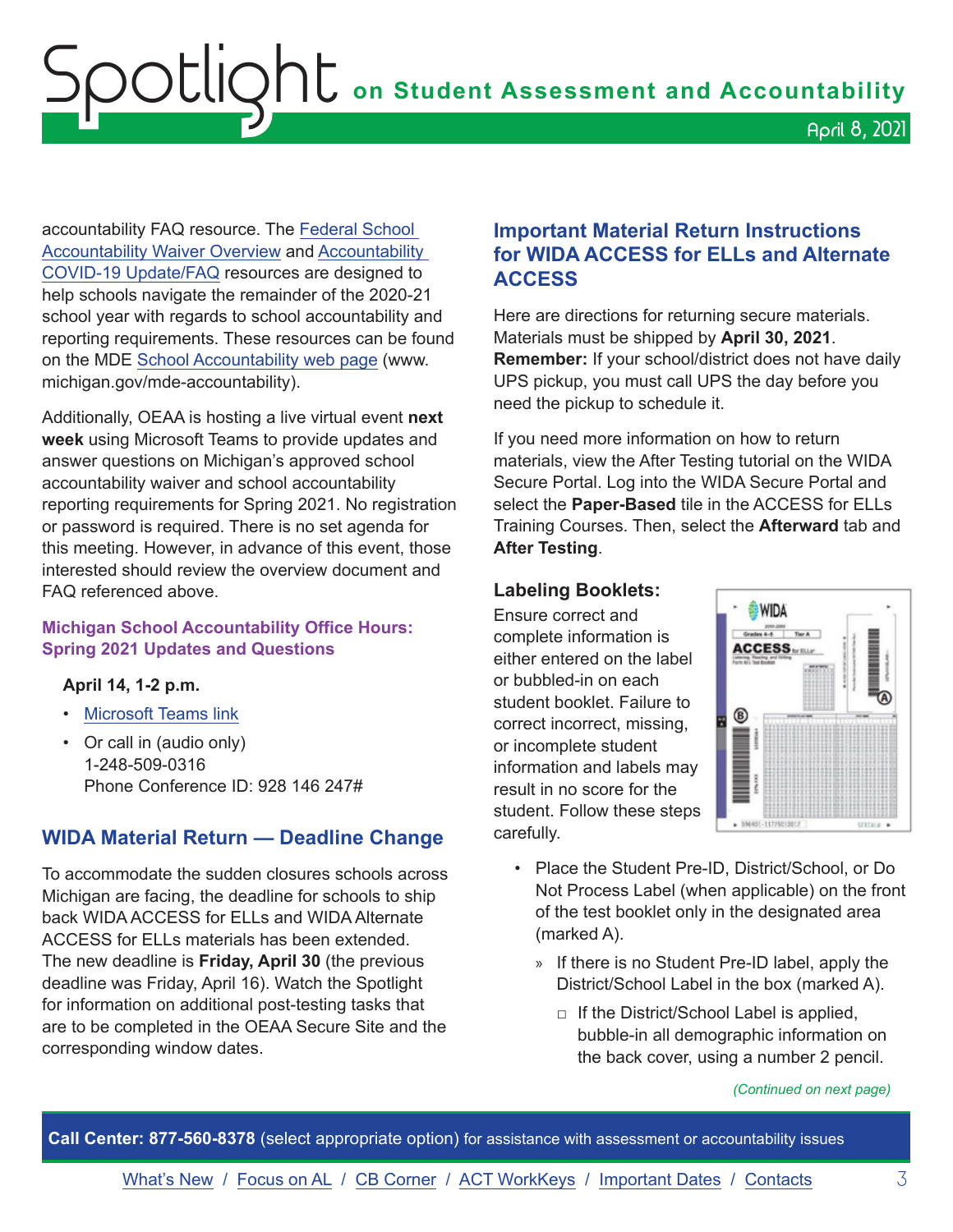accountability FAQ resource. The Federal School Accountability Waiver Overview and Accountability COVID-19 Update/FAQ resources are designed to help schools navigate the remainder of the 2020-21 school year with regards to school accountability and reporting requirements. These resources can be found on the MDE School Accountability web page (www.michigan.gov/mde-accountability).

Additionally, OEAA is hosting a live virtual event **next week** using Microsoft Teams to provide updates and answer questions on Michigan's approved school accountability waiver and school accountability reporting requirements for Spring 2021. No registration or password is required. There is no set agenda for this meeting. However, in advance of this event, those interested should review the overview document and FAQ referenced above.

### Michigan School Accountability Office Hours: Spring 2021 Updates and Questions

**April 14, 1-2 p.m.**

- Microsoft Teams link
- Or call in (audio only)
  1-248-509-0316
  Phone Conference ID: 928 146 247#

## WIDA Material Return — Deadline Change

To accommodate the sudden closures schools across Michigan are facing, the deadline for schools to ship back WIDA ACCESS for ELLs and WIDA Alternate ACCESS for ELLs materials has been extended. The new deadline is **Friday, April 30** (the previous deadline was Friday, April 16). Watch the Spotlight for information on additional post-testing tasks that are to be completed in the OEAA Secure Site and the corresponding window dates.

## Important Material Return Instructions for WIDA ACCESS for ELLs and Alternate ACCESS

Here are directions for returning secure materials. Materials must be shipped by **April 30, 2021**. **Remember:** If your school/district does not have daily UPS pickup, you must call UPS the day before you need the pickup to schedule it.

If you need more information on how to return materials, view the After Testing tutorial on the WIDA Secure Portal. Log into the WIDA Secure Portal and select the **Paper-Based** tile in the ACCESS for ELLs Training Courses. Then, select the **Afterward** tab and **After Testing**.

### Labeling Booklets:

Ensure correct and complete information is either entered on the label or bubbled-in on each student booklet. Failure to correct incorrect, missing, or incomplete student information and labels may result in no score for the student. Follow these steps carefully.

- Place the Student Pre-ID, District/School, or Do Not Process Label (when applicable) on the front of the test booklet only in the designated area (marked A).
  - If there is no Student Pre-ID label, apply the District/School Label in the box (marked A).
    - If the District/School Label is applied, bubble-in all demographic information on the back cover, using a number 2 pencil.

*(Continued on next page)*

**Call Center: 877-560-8378** (select appropriate option) for assistance with assessment or accountability issues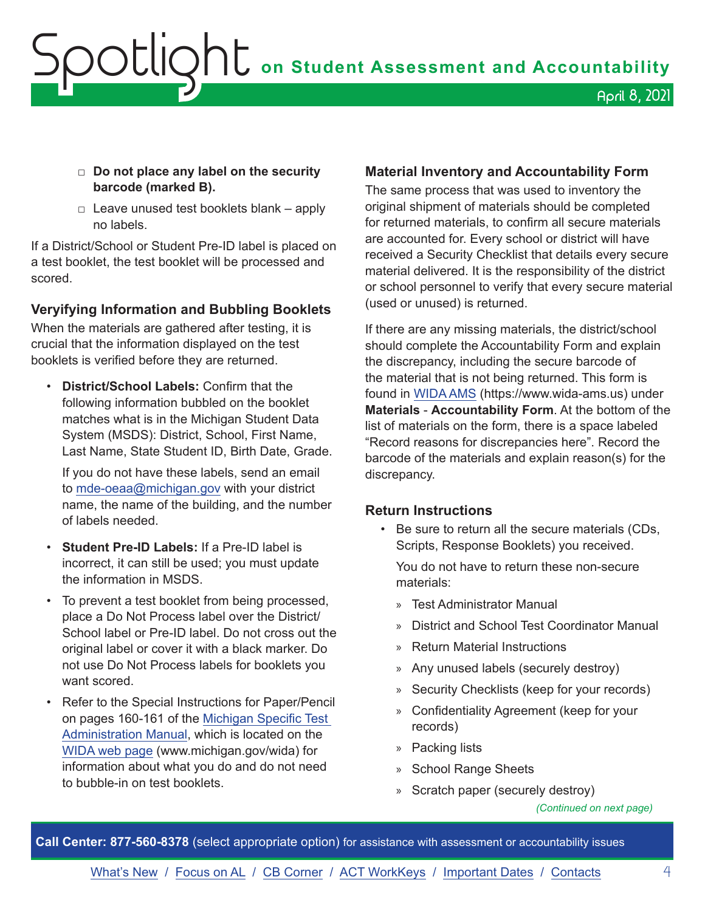- Do not place any label on the security barcode (marked B).
- Leave unused test booklets blank – apply no labels.

If a District/School or Student Pre-ID label is placed on a test booklet, the test booklet will be processed and scored.

### Veryifying Information and Bubbling Booklets

When the materials are gathered after testing, it is crucial that the information displayed on the test booklets is verified before they are returned.

- **District/School Labels:** Confirm that the following information bubbled on the booklet matches what is in the Michigan Student Data System (MSDS): District, School, First Name, Last Name, State Student ID, Birth Date, Grade.

  If you do not have these labels, send an email to mde-oeaa@michigan.gov with your district name, the name of the building, and the number of labels needed.

- **Student Pre-ID Labels:** If a Pre-ID label is incorrect, it can still be used; you must update the information in MSDS.
- To prevent a test booklet from being processed, place a Do Not Process label over the District/School label or Pre-ID label. Do not cross out the original label or cover it with a black marker. Do not use Do Not Process labels for booklets you want scored.
- Refer to the Special Instructions for Paper/Pencil on pages 160-161 of the Michigan Specific Test Administration Manual, which is located on the WIDA web page (www.michigan.gov/wida) for information about what you do and do not need to bubble-in on test booklets.

### Material Inventory and Accountability Form

The same process that was used to inventory the original shipment of materials should be completed for returned materials, to confirm all secure materials are accounted for. Every school or district will have received a Security Checklist that details every secure material delivered. It is the responsibility of the district or school personnel to verify that every secure material (used or unused) is returned.

If there are any missing materials, the district/school should complete the Accountability Form and explain the discrepancy, including the secure barcode of the material that is not being returned. This form is found in WIDA AMS (https://www.wida-ams.us) under **Materials** - **Accountability Form**. At the bottom of the list of materials on the form, there is a space labeled "Record reasons for discrepancies here". Record the barcode of the materials and explain reason(s) for the discrepancy.

### Return Instructions

- Be sure to return all the secure materials (CDs, Scripts, Response Booklets) you received.

  You do not have to return these non-secure materials:

  - Test Administrator Manual
  - District and School Test Coordinator Manual
  - Return Material Instructions
  - Any unused labels (securely destroy)
  - Security Checklists (keep for your records)
  - Confidentiality Agreement (keep for your records)
  - Packing lists
  - School Range Sheets
  - Scratch paper (securely destroy)

*(Continued on next page)*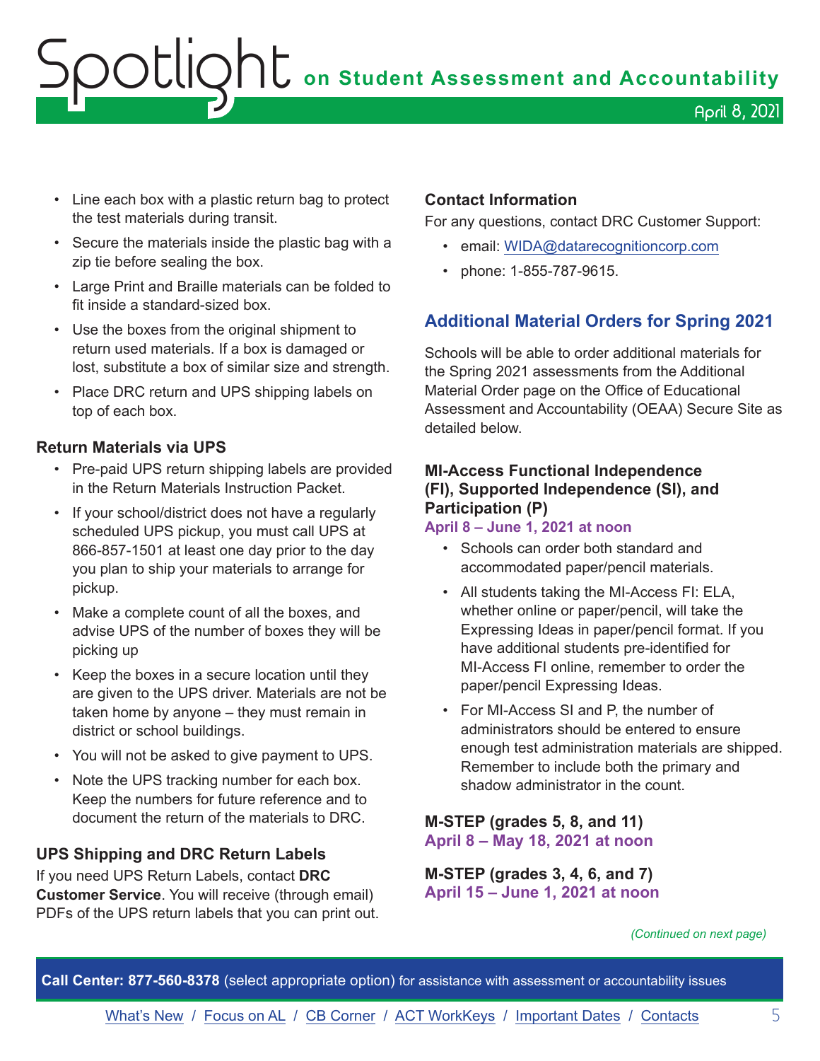- Line each box with a plastic return bag to protect the test materials during transit.
- Secure the materials inside the plastic bag with a zip tie before sealing the box.
- Large Print and Braille materials can be folded to fit inside a standard-sized box.
- Use the boxes from the original shipment to return used materials. If a box is damaged or lost, substitute a box of similar size and strength.
- Place DRC return and UPS shipping labels on top of each box.

### Return Materials via UPS

- Pre-paid UPS return shipping labels are provided in the Return Materials Instruction Packet.
- If your school/district does not have a regularly scheduled UPS pickup, you must call UPS at 866-857-1501 at least one day prior to the day you plan to ship your materials to arrange for pickup.
- Make a complete count of all the boxes, and advise UPS of the number of boxes they will be picking up
- Keep the boxes in a secure location until they are given to the UPS driver. Materials are not be taken home by anyone – they must remain in district or school buildings.
- You will not be asked to give payment to UPS.
- Note the UPS tracking number for each box. Keep the numbers for future reference and to document the return of the materials to DRC.

### UPS Shipping and DRC Return Labels

If you need UPS Return Labels, contact **DRC Customer Service**. You will receive (through email) PDFs of the UPS return labels that you can print out.

### Contact Information

For any questions, contact DRC Customer Support:

- email: WIDA@datarecognitioncorp.com
- phone: 1-855-787-9615.

## Additional Material Orders for Spring 2021

Schools will be able to order additional materials for the Spring 2021 assessments from the Additional Material Order page on the Office of Educational Assessment and Accountability (OEAA) Secure Site as detailed below.

### MI-Access Functional Independence (FI), Supported Independence (SI), and Participation (P)

**April 8 – June 1, 2021 at noon**

- Schools can order both standard and accommodated paper/pencil materials.
- All students taking the MI-Access FI: ELA, whether online or paper/pencil, will take the Expressing Ideas in paper/pencil format. If you have additional students pre-identified for MI-Access FI online, remember to order the paper/pencil Expressing Ideas.
- For MI-Access SI and P, the number of administrators should be entered to ensure enough test administration materials are shipped. Remember to include both the primary and shadow administrator in the count.

### M-STEP (grades 5, 8, and 11)

**April 8 – May 18, 2021 at noon**

### M-STEP (grades 3, 4, 6, and 7)

**April 15 – June 1, 2021 at noon**

*(Continued on next page)*

**Call Center: 877-560-8378** (select appropriate option) for assistance with assessment or accountability issues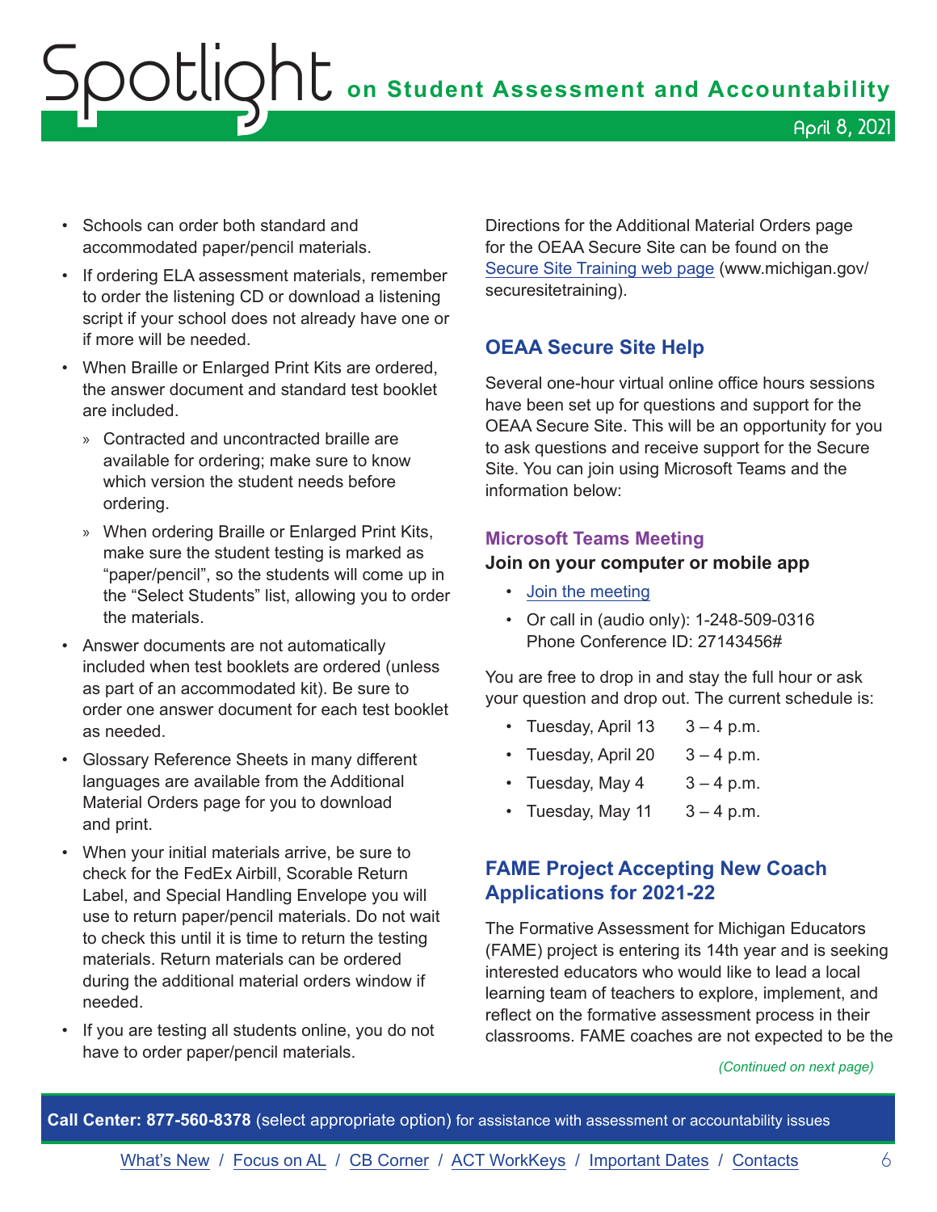- Schools can order both standard and accommodated paper/pencil materials.
- If ordering ELA assessment materials, remember to order the listening CD or download a listening script if your school does not already have one or if more will be needed.
- When Braille or Enlarged Print Kits are ordered, the answer document and standard test booklet are included.
  - Contracted and uncontracted braille are available for ordering; make sure to know which version the student needs before ordering.
  - When ordering Braille or Enlarged Print Kits, make sure the student testing is marked as "paper/pencil", so the students will come up in the "Select Students" list, allowing you to order the materials.
- Answer documents are not automatically included when test booklets are ordered (unless as part of an accommodated kit). Be sure to order one answer document for each test booklet as needed.
- Glossary Reference Sheets in many different languages are available from the Additional Material Orders page for you to download and print.
- When your initial materials arrive, be sure to check for the FedEx Airbill, Scorable Return Label, and Special Handling Envelope you will use to return paper/pencil materials. Do not wait to check this until it is time to return the testing materials. Return materials can be ordered during the additional material orders window if needed.
- If you are testing all students online, you do not have to order paper/pencil materials.

Directions for the Additional Material Orders page for the OEAA Secure Site can be found on the [Secure Site Training web page](www.michigan.gov/securesitetraining) (www.michigan.gov/securesitetraining).

## OEAA Secure Site Help

Several one-hour virtual online office hours sessions have been set up for questions and support for the OEAA Secure Site. This will be an opportunity for you to ask questions and receive support for the Secure Site. You can join using Microsoft Teams and the information below:

### Microsoft Teams Meeting

**Join on your computer or mobile app**

- Join the meeting
- Or call in (audio only): 1-248-509-0316 Phone Conference ID: 27143456#

You are free to drop in and stay the full hour or ask your question and drop out. The current schedule is:

- Tuesday, April 13 3 – 4 p.m.
- Tuesday, April 20 3 – 4 p.m.
- Tuesday, May 4 3 – 4 p.m.
- Tuesday, May 11 3 – 4 p.m.

## FAME Project Accepting New Coach Applications for 2021-22

The Formative Assessment for Michigan Educators (FAME) project is entering its 14th year and is seeking interested educators who would like to lead a local learning team of teachers to explore, implement, and reflect on the formative assessment process in their classrooms. FAME coaches are not expected to be the

*(Continued on next page)*

**Call Center: 877-560-8378** (select appropriate option) for assistance with assessment or accountability issues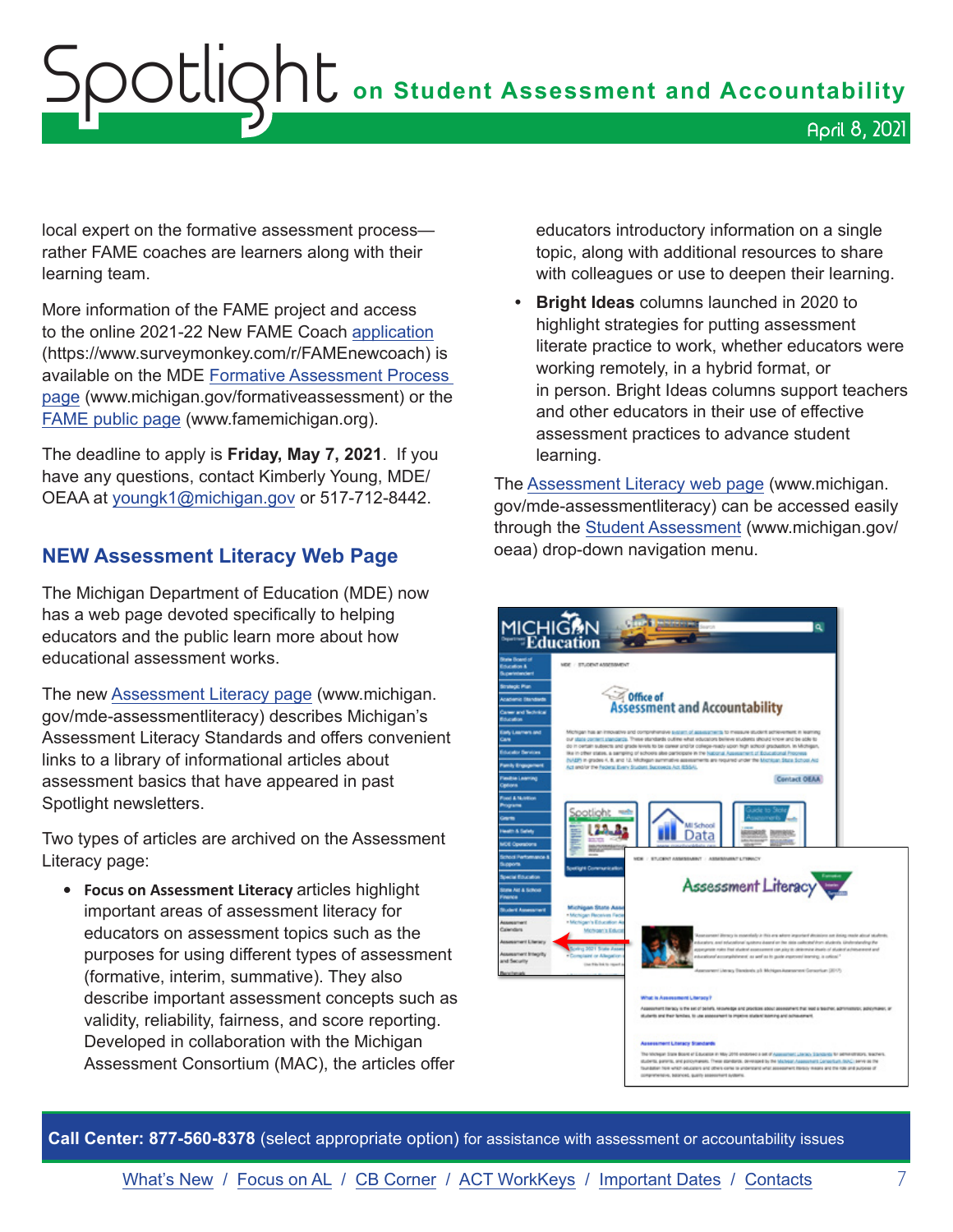local expert on the formative assessment process—rather FAME coaches are learners along with their learning team.

More information of the FAME project and access to the online 2021-22 New FAME Coach application (https://www.surveymonkey.com/r/FAMEnewcoach) is available on the MDE Formative Assessment Process page (www.michigan.gov/formativeassessment) or the FAME public page (www.famemichigan.org).

The deadline to apply is **Friday, May 7, 2021**. If you have any questions, contact Kimberly Young, MDE/OEAA at youngk1@michigan.gov or 517-712-8442.

## NEW Assessment Literacy Web Page

The Michigan Department of Education (MDE) now has a web page devoted specifically to helping educators and the public learn more about how educational assessment works.

The new Assessment Literacy page (www.michigan.gov/mde-assessmentliteracy) describes Michigan's Assessment Literacy Standards and offers convenient links to a library of informational articles about assessment basics that have appeared in past Spotlight newsletters.

Two types of articles are archived on the Assessment Literacy page:

- **Focus on Assessment Literacy** articles highlight important areas of assessment literacy for educators on assessment topics such as the purposes for using different types of assessment (formative, interim, summative). They also describe important assessment concepts such as validity, reliability, fairness, and score reporting. Developed in collaboration with the Michigan Assessment Consortium (MAC), the articles offer educators introductory information on a single topic, along with additional resources to share with colleagues or use to deepen their learning.
- **Bright Ideas** columns launched in 2020 to highlight strategies for putting assessment literate practice to work, whether educators were working remotely, in a hybrid format, or in person. Bright Ideas columns support teachers and other educators in their use of effective assessment practices to advance student learning.

The Assessment Literacy web page (www.michigan.gov/mde-assessmentliteracy) can be accessed easily through the Student Assessment (www.michigan.gov/oeaa) drop-down navigation menu.

**Call Center: 877-560-8378** (select appropriate option) for assistance with assessment or accountability issues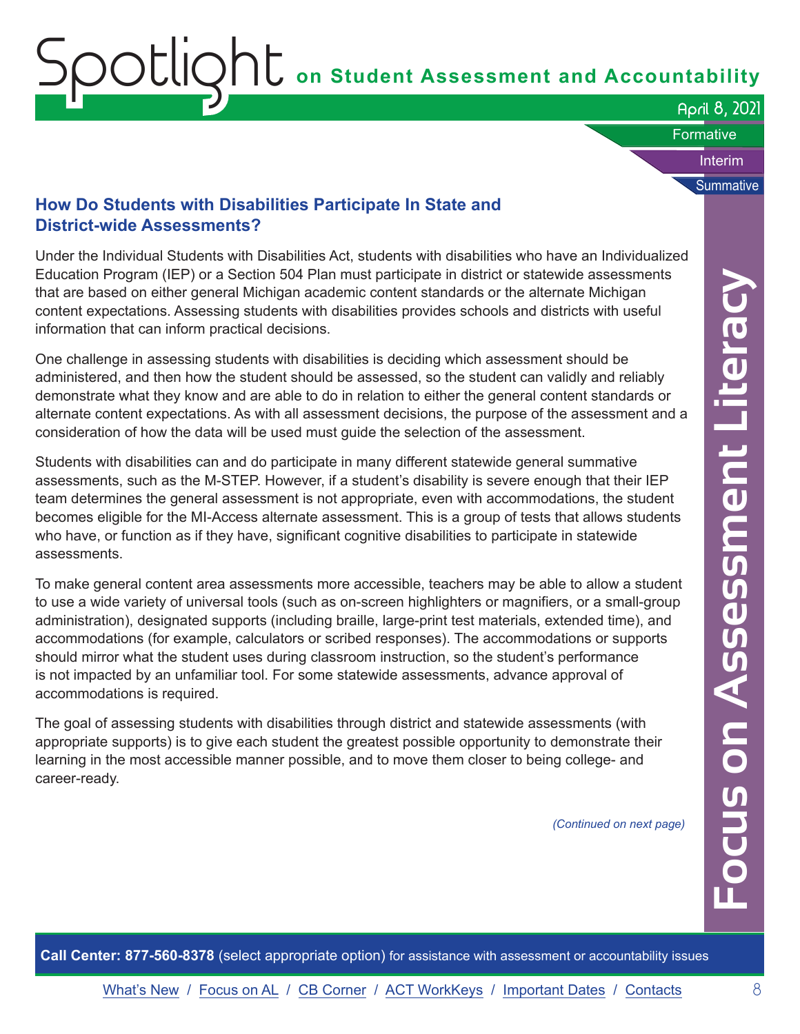## How Do Students with Disabilities Participate In State and District-wide Assessments?

Under the Individual Students with Disabilities Act, students with disabilities who have an Individualized Education Program (IEP) or a Section 504 Plan must participate in district or statewide assessments that are based on either general Michigan academic content standards or the alternate Michigan content expectations. Assessing students with disabilities provides schools and districts with useful information that can inform practical decisions.

One challenge in assessing students with disabilities is deciding which assessment should be administered, and then how the student should be assessed, so the student can validly and reliably demonstrate what they know and are able to do in relation to either the general content standards or alternate content expectations. As with all assessment decisions, the purpose of the assessment and a consideration of how the data will be used must guide the selection of the assessment.

Students with disabilities can and do participate in many different statewide general summative assessments, such as the M-STEP. However, if a student's disability is severe enough that their IEP team determines the general assessment is not appropriate, even with accommodations, the student becomes eligible for the MI-Access alternate assessment. This is a group of tests that allows students who have, or function as if they have, significant cognitive disabilities to participate in statewide assessments.

To make general content area assessments more accessible, teachers may be able to allow a student to use a wide variety of universal tools (such as on-screen highlighters or magnifiers, or a small-group administration), designated supports (including braille, large-print test materials, extended time), and accommodations (for example, calculators or scribed responses). The accommodations or supports should mirror what the student uses during classroom instruction, so the student's performance is not impacted by an unfamiliar tool. For some statewide assessments, advance approval of accommodations is required.

The goal of assessing students with disabilities through district and statewide assessments (with appropriate supports) is to give each student the greatest possible opportunity to demonstrate their learning in the most accessible manner possible, and to move them closer to being college- and career-ready.

*(Continued on next page)*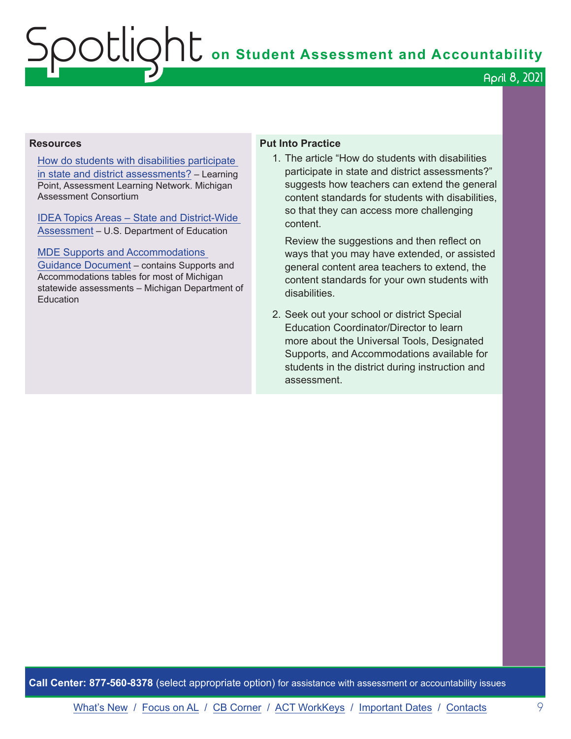### Resources

How do students with disabilities participate in state and district assessments? – Learning Point, Assessment Learning Network. Michigan Assessment Consortium

IDEA Topics Areas – State and District-Wide Assessment – U.S. Department of Education

MDE Supports and Accommodations Guidance Document – contains Supports and Accommodations tables for most of Michigan statewide assessments – Michigan Department of Education

### Put Into Practice

1. The article "How do students with disabilities participate in state and district assessments?" suggests how teachers can extend the general content standards for students with disabilities, so that they can access more challenging content.

   Review the suggestions and then reflect on ways that you may have extended, or assisted general content area teachers to extend, the content standards for your own students with disabilities.

2. Seek out your school or district Special Education Coordinator/Director to learn more about the Universal Tools, Designated Supports, and Accommodations available for students in the district during instruction and assessment.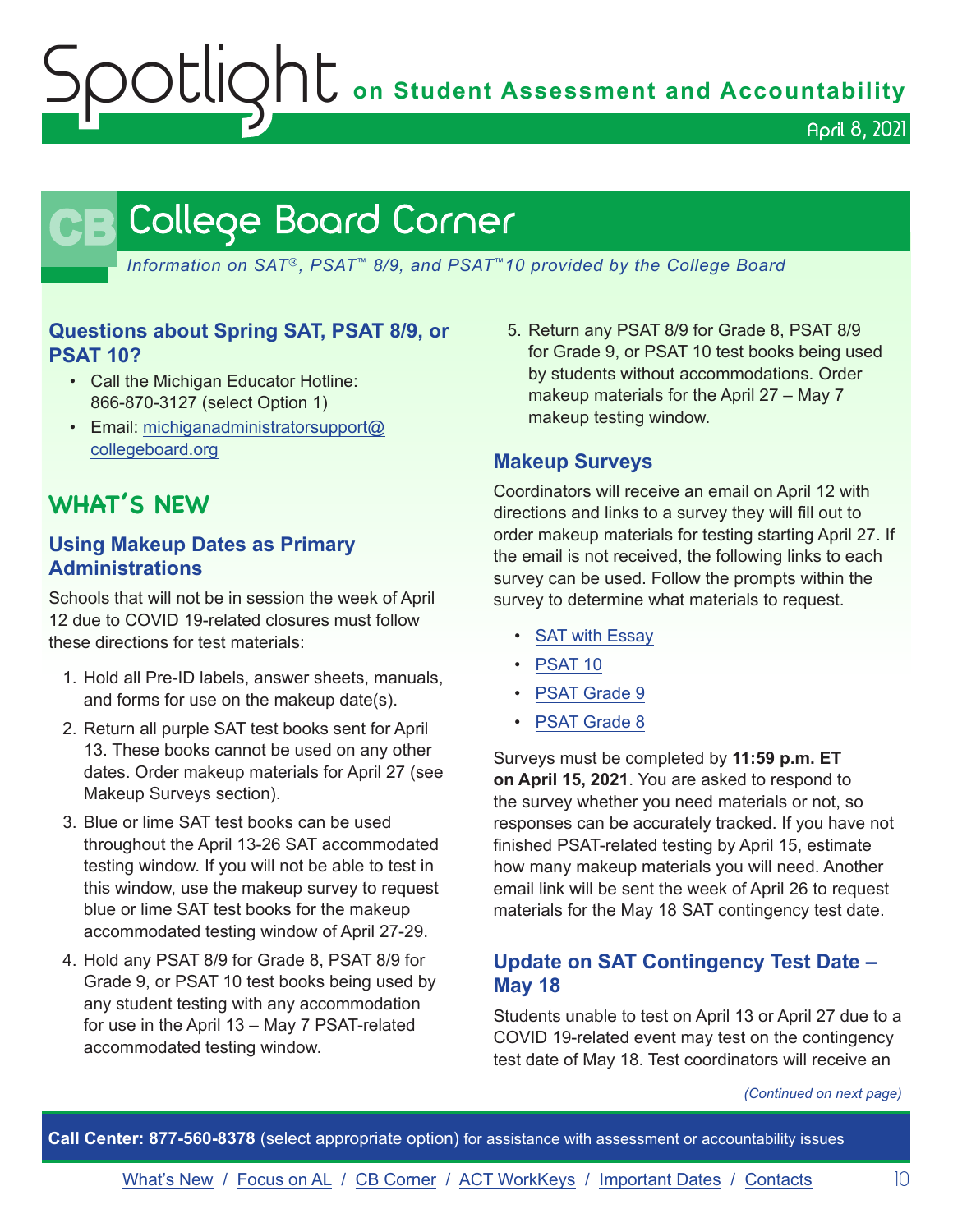# College Board Corner

*Information on SAT®, PSAT™ 8/9, and PSAT™10 provided by the College Board*

### Questions about Spring SAT, PSAT 8/9, or PSAT 10?

- Call the Michigan Educator Hotline: 866-870-3127 (select Option 1)
- Email: michiganadministratorsupport@collegeboard.org

## WHAT'S NEW

### Using Makeup Dates as Primary Administrations

Schools that will not be in session the week of April 12 due to COVID 19-related closures must follow these directions for test materials:

1. Hold all Pre-ID labels, answer sheets, manuals, and forms for use on the makeup date(s).
2. Return all purple SAT test books sent for April 13. These books cannot be used on any other dates. Order makeup materials for April 27 (see Makeup Surveys section).
3. Blue or lime SAT test books can be used throughout the April 13-26 SAT accommodated testing window. If you will not be able to test in this window, use the makeup survey to request blue or lime SAT test books for the makeup accommodated testing window of April 27-29.
4. Hold any PSAT 8/9 for Grade 8, PSAT 8/9 for Grade 9, or PSAT 10 test books being used by any student testing with any accommodation for use in the April 13 – May 7 PSAT-related accommodated testing window.
5. Return any PSAT 8/9 for Grade 8, PSAT 8/9 for Grade 9, or PSAT 10 test books being used by students without accommodations. Order makeup materials for the April 27 – May 7 makeup testing window.

### Makeup Surveys

Coordinators will receive an email on April 12 with directions and links to a survey they will fill out to order makeup materials for testing starting April 27. If the email is not received, the following links to each survey can be used. Follow the prompts within the survey to determine what materials to request.

- SAT with Essay
- PSAT 10
- PSAT Grade 9
- PSAT Grade 8

Surveys must be completed by **11:59 p.m. ET on April 15, 2021**. You are asked to respond to the survey whether you need materials or not, so responses can be accurately tracked. If you have not finished PSAT-related testing by April 15, estimate how many makeup materials you will need. Another email link will be sent the week of April 26 to request materials for the May 18 SAT contingency test date.

### Update on SAT Contingency Test Date – May 18

Students unable to test on April 13 or April 27 due to a COVID 19-related event may test on the contingency test date of May 18. Test coordinators will receive an

*(Continued on next page)*

**Call Center: 877-560-8378** (select appropriate option) for assistance with assessment or accountability issues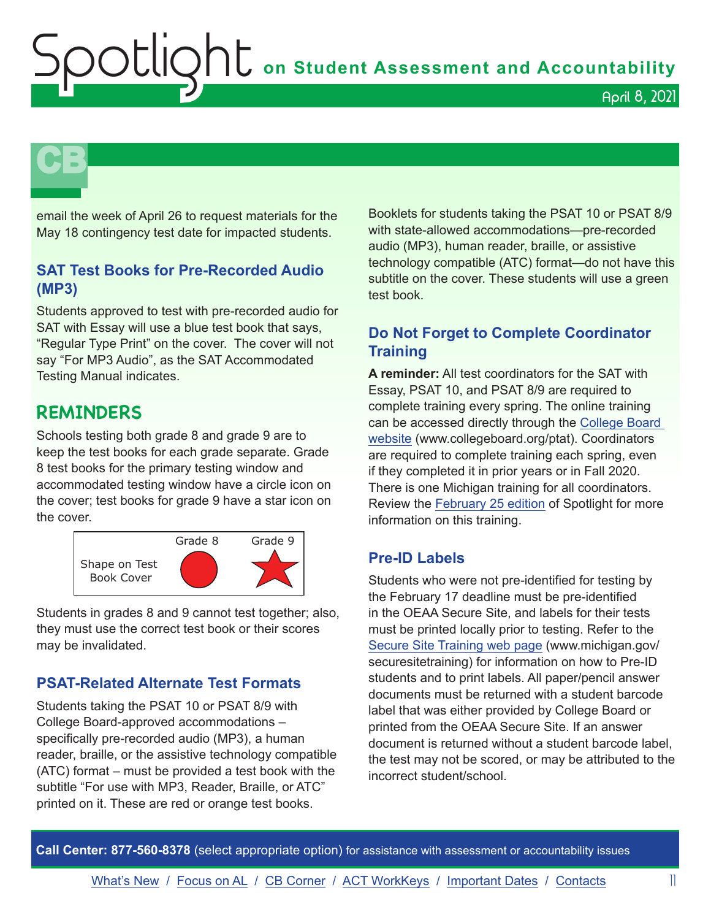email the week of April 26 to request materials for the May 18 contingency test date for impacted students.

### SAT Test Books for Pre-Recorded Audio (MP3)

Students approved to test with pre-recorded audio for SAT with Essay will use a blue test book that says, "Regular Type Print" on the cover. The cover will not say "For MP3 Audio", as the SAT Accommodated Testing Manual indicates.

## REMINDERS

Schools testing both grade 8 and grade 9 are to keep the test books for each grade separate. Grade 8 test books for the primary testing window and accommodated testing window have a circle icon on the cover; test books for grade 9 have a star icon on the cover.

| | Grade 8 | Grade 9 |
|---|---|---|
| Shape on Test Book Cover | Circle | Star |

Students in grades 8 and 9 cannot test together; also, they must use the correct test book or their scores may be invalidated.

### PSAT-Related Alternate Test Formats

Students taking the PSAT 10 or PSAT 8/9 with College Board-approved accommodations – specifically pre-recorded audio (MP3), a human reader, braille, or the assistive technology compatible (ATC) format – must be provided a test book with the subtitle "For use with MP3, Reader, Braille, or ATC" printed on it. These are red or orange test books.

Booklets for students taking the PSAT 10 or PSAT 8/9 with state-allowed accommodations—pre-recorded audio (MP3), human reader, braille, or assistive technology compatible (ATC) format—do not have this subtitle on the cover. These students will use a green test book.

### Do Not Forget to Complete Coordinator Training

**A reminder:** All test coordinators for the SAT with Essay, PSAT 10, and PSAT 8/9 are required to complete training every spring. The online training can be accessed directly through the College Board website (www.collegeboard.org/ptat). Coordinators are required to complete training each spring, even if they completed it in prior years or in Fall 2020. There is one Michigan training for all coordinators. Review the February 25 edition of Spotlight for more information on this training.

### Pre-ID Labels

Students who were not pre-identified for testing by the February 17 deadline must be pre-identified in the OEAA Secure Site, and labels for their tests must be printed locally prior to testing. Refer to the Secure Site Training web page (www.michigan.gov/securesitetraining) for information on how to Pre-ID students and to print labels. All paper/pencil answer documents must be returned with a student barcode label that was either provided by College Board or printed from the OEAA Secure Site. If an answer document is returned without a student barcode label, the test may not be scored, or may be attributed to the incorrect student/school.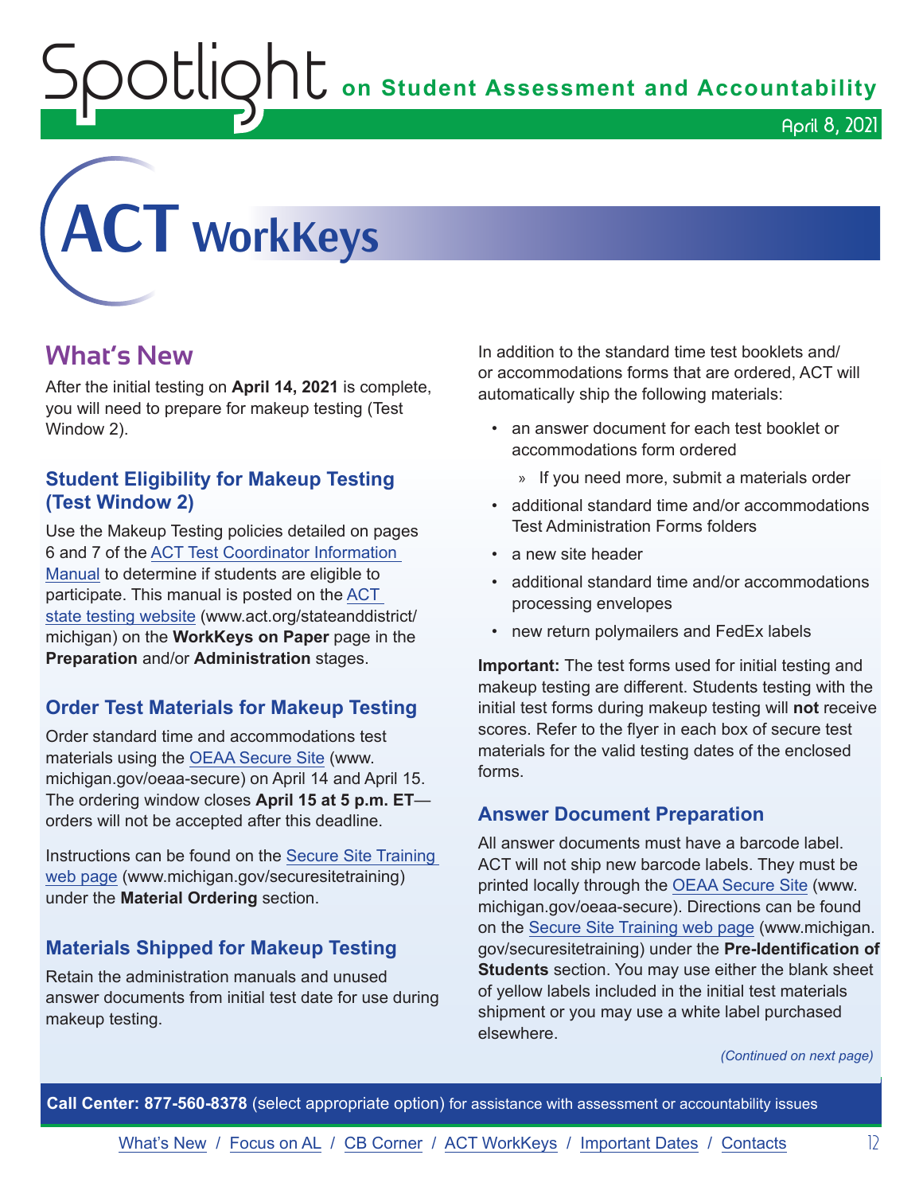# ACT WorkKeys

## What's New

After the initial testing on **April 14, 2021** is complete, you will need to prepare for makeup testing (Test Window 2).

### Student Eligibility for Makeup Testing (Test Window 2)

Use the Makeup Testing policies detailed on pages 6 and 7 of the ACT Test Coordinator Information Manual to determine if students are eligible to participate. This manual is posted on the ACT state testing website (www.act.org/stateanddistrict/michigan) on the **WorkKeys on Paper** page in the **Preparation** and/or **Administration** stages.

### Order Test Materials for Makeup Testing

Order standard time and accommodations test materials using the OEAA Secure Site (www.michigan.gov/oeaa-secure) on April 14 and April 15. The ordering window closes **April 15 at 5 p.m. ET**—orders will not be accepted after this deadline.

Instructions can be found on the Secure Site Training web page (www.michigan.gov/securesitetraining) under the **Material Ordering** section.

### Materials Shipped for Makeup Testing

Retain the administration manuals and unused answer documents from initial test date for use during makeup testing.

In addition to the standard time test booklets and/or accommodations forms that are ordered, ACT will automatically ship the following materials:

- an answer document for each test booklet or accommodations form ordered
  - If you need more, submit a materials order
- additional standard time and/or accommodations Test Administration Forms folders
- a new site header
- additional standard time and/or accommodations processing envelopes
- new return polymailers and FedEx labels

**Important:** The test forms used for initial testing and makeup testing are different. Students testing with the initial test forms during makeup testing will **not** receive scores. Refer to the flyer in each box of secure test materials for the valid testing dates of the enclosed forms.

### Answer Document Preparation

All answer documents must have a barcode label. ACT will not ship new barcode labels. They must be printed locally through the OEAA Secure Site (www.michigan.gov/oeaa-secure). Directions can be found on the Secure Site Training web page (www.michigan.gov/securesitetraining) under the **Pre-Identification of Students** section. You may use either the blank sheet of yellow labels included in the initial test materials shipment or you may use a white label purchased elsewhere.

*(Continued on next page)*

**Call Center: 877-560-8378** (select appropriate option) for assistance with assessment or accountability issues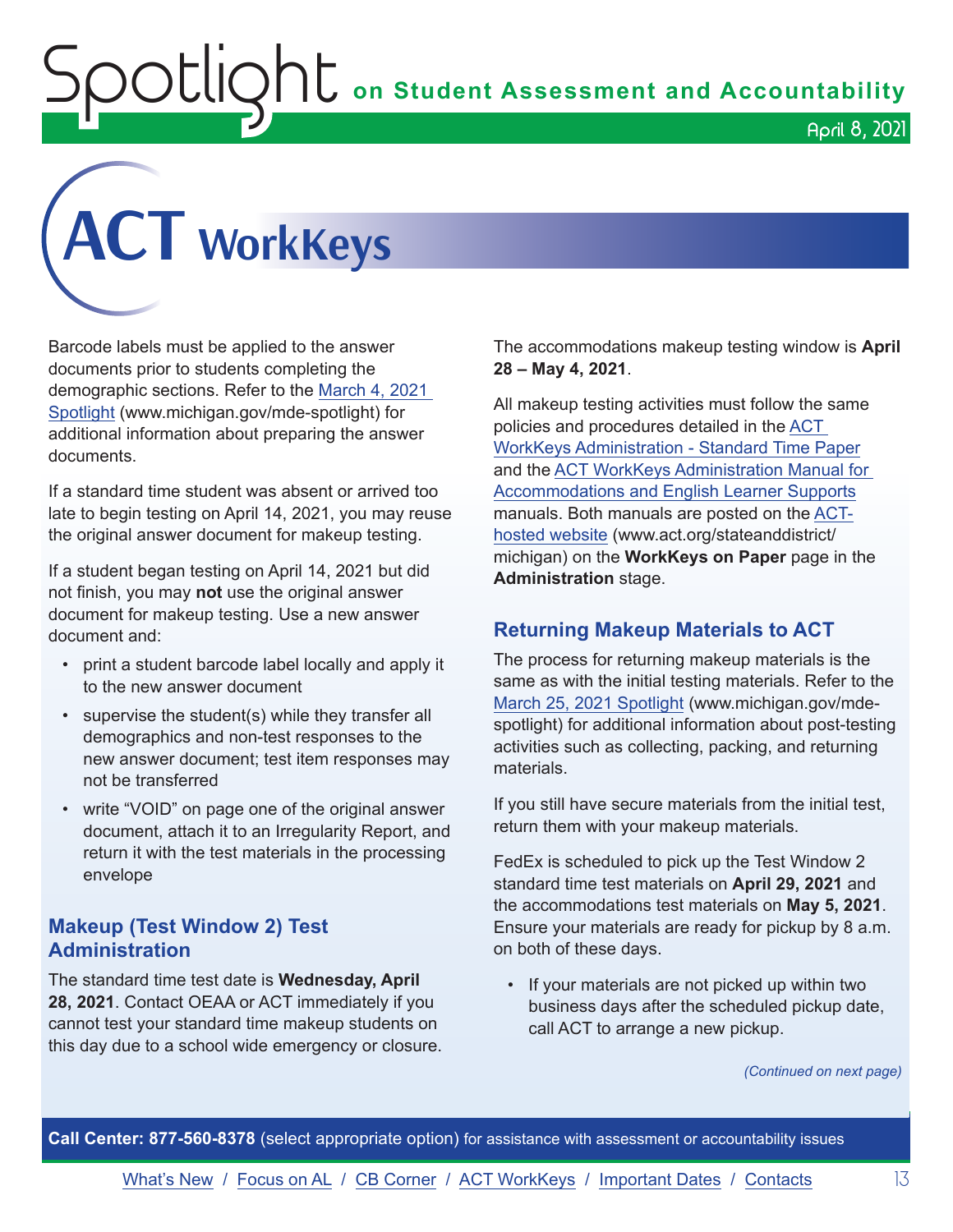# ACT WorkKeys

Barcode labels must be applied to the answer documents prior to students completing the demographic sections. Refer to the March 4, 2021 Spotlight (www.michigan.gov/mde-spotlight) for additional information about preparing the answer documents.

If a standard time student was absent or arrived too late to begin testing on April 14, 2021, you may reuse the original answer document for makeup testing.

If a student began testing on April 14, 2021 but did not finish, you may **not** use the original answer document for makeup testing. Use a new answer document and:

- print a student barcode label locally and apply it to the new answer document
- supervise the student(s) while they transfer all demographics and non-test responses to the new answer document; test item responses may not be transferred
- write "VOID" on page one of the original answer document, attach it to an Irregularity Report, and return it with the test materials in the processing envelope

## Makeup (Test Window 2) Test Administration

The standard time test date is **Wednesday, April 28, 2021**. Contact OEAA or ACT immediately if you cannot test your standard time makeup students on this day due to a school wide emergency or closure.

The accommodations makeup testing window is **April 28 – May 4, 2021**.

All makeup testing activities must follow the same policies and procedures detailed in the ACT WorkKeys Administration - Standard Time Paper and the ACT WorkKeys Administration Manual for Accommodations and English Learner Supports manuals. Both manuals are posted on the ACT-hosted website (www.act.org/stateanddistrict/michigan) on the **WorkKeys on Paper** page in the **Administration** stage.

## Returning Makeup Materials to ACT

The process for returning makeup materials is the same as with the initial testing materials. Refer to the March 25, 2021 Spotlight (www.michigan.gov/mde-spotlight) for additional information about post-testing activities such as collecting, packing, and returning materials.

If you still have secure materials from the initial test, return them with your makeup materials.

FedEx is scheduled to pick up the Test Window 2 standard time test materials on **April 29, 2021** and the accommodations test materials on **May 5, 2021**. Ensure your materials are ready for pickup by 8 a.m. on both of these days.

- If your materials are not picked up within two business days after the scheduled pickup date, call ACT to arrange a new pickup.

*(Continued on next page)*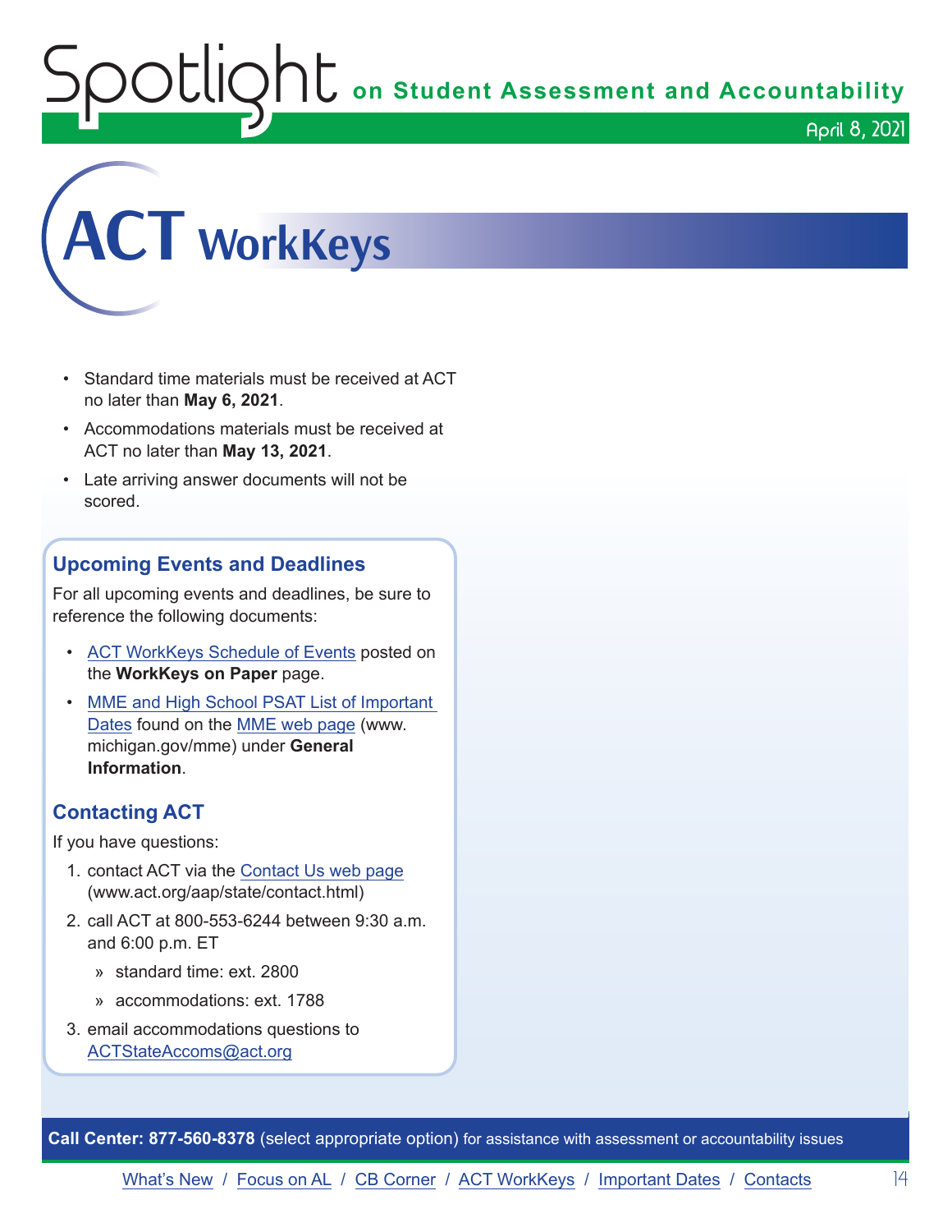# ACT WorkKeys

- Standard time materials must be received at ACT no later than **May 6, 2021**.
- Accommodations materials must be received at ACT no later than **May 13, 2021**.
- Late arriving answer documents will not be scored.

## Upcoming Events and Deadlines

For all upcoming events and deadlines, be sure to reference the following documents:

- ACT WorkKeys Schedule of Events posted on the **WorkKeys on Paper** page.
- MME and High School PSAT List of Important Dates found on the MME web page (www.michigan.gov/mme) under **General Information**.

## Contacting ACT

If you have questions:

1. contact ACT via the Contact Us web page (www.act.org/aap/state/contact.html)
2. call ACT at 800-553-6244 between 9:30 a.m. and 6:00 p.m. ET
   - standard time: ext. 2800
   - accommodations: ext. 1788
3. email accommodations questions to ACTStateAccoms@act.org

**Call Center: 877-560-8378** (select appropriate option) for assistance with assessment or accountability issues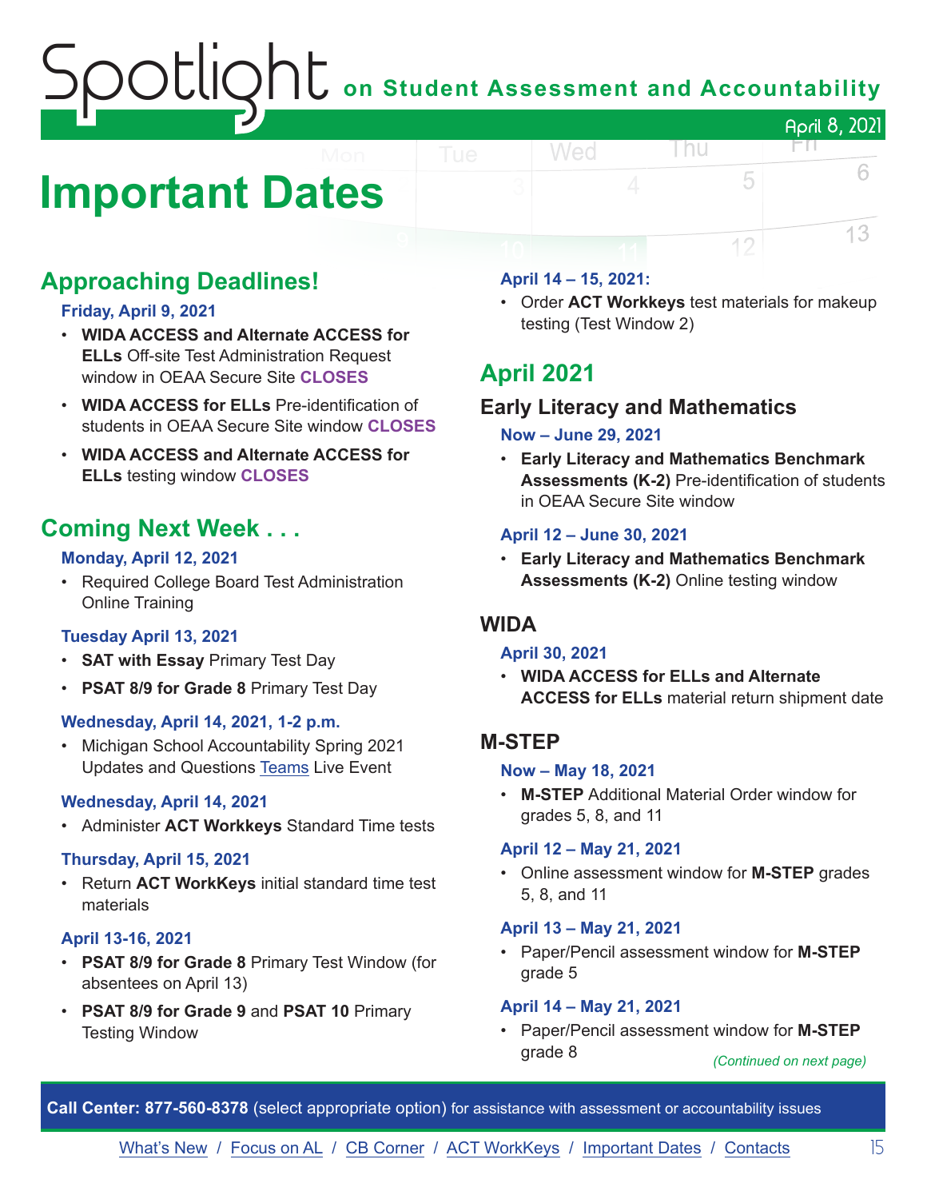# Important Dates

## Approaching Deadlines!

### Friday, April 9, 2021

- **WIDA ACCESS and Alternate ACCESS for ELLs** Off-site Test Administration Request window in OEAA Secure Site **CLOSES**
- **WIDA ACCESS for ELLs** Pre-identification of students in OEAA Secure Site window **CLOSES**
- **WIDA ACCESS and Alternate ACCESS for ELLs** testing window **CLOSES**

## Coming Next Week . . .

### Monday, April 12, 2021

- Required College Board Test Administration Online Training

### Tuesday April 13, 2021

- **SAT with Essay** Primary Test Day
- **PSAT 8/9 for Grade 8** Primary Test Day

### Wednesday, April 14, 2021, 1-2 p.m.

- Michigan School Accountability Spring 2021 Updates and Questions Teams Live Event

### Wednesday, April 14, 2021

- Administer **ACT Workkeys** Standard Time tests

### Thursday, April 15, 2021

- Return **ACT WorkKeys** initial standard time test materials

### April 13-16, 2021

- **PSAT 8/9 for Grade 8** Primary Test Window (for absentees on April 13)
- **PSAT 8/9 for Grade 9** and **PSAT 10** Primary Testing Window

### April 14 – 15, 2021:

- Order **ACT Workkeys** test materials for makeup testing (Test Window 2)

## April 2021

### Early Literacy and Mathematics

#### Now – June 29, 2021

- **Early Literacy and Mathematics Benchmark Assessments (K-2)** Pre-identification of students in OEAA Secure Site window

#### April 12 – June 30, 2021

- **Early Literacy and Mathematics Benchmark Assessments (K-2)** Online testing window

### WIDA

#### April 30, 2021

- **WIDA ACCESS for ELLs and Alternate ACCESS for ELLs** material return shipment date

### M-STEP

#### Now – May 18, 2021

- **M-STEP** Additional Material Order window for grades 5, 8, and 11

#### April 12 – May 21, 2021

- Online assessment window for **M-STEP** grades 5, 8, and 11

#### April 13 – May 21, 2021

- Paper/Pencil assessment window for **M-STEP** grade 5

#### April 14 – May 21, 2021

- Paper/Pencil assessment window for **M-STEP** grade 8

*(Continued on next page)*

**Call Center: 877-560-8378** (select appropriate option) for assistance with assessment or accountability issues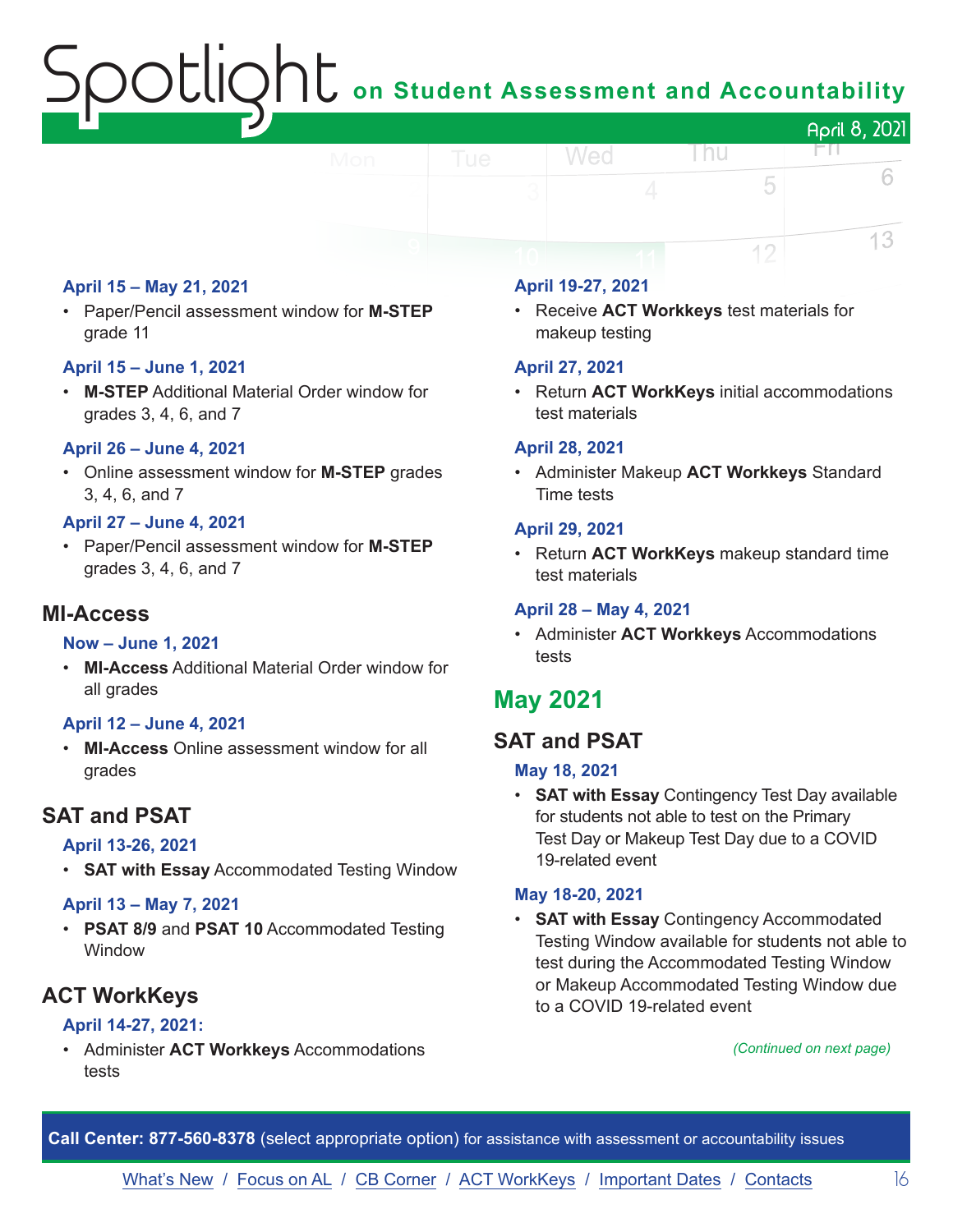**April 15 – May 21, 2021**

- Paper/Pencil assessment window for **M-STEP** grade 11

**April 15 – June 1, 2021**

- **M-STEP** Additional Material Order window for grades 3, 4, 6, and 7

**April 26 – June 4, 2021**

- Online assessment window for **M-STEP** grades 3, 4, 6, and 7

**April 27 – June 4, 2021**

- Paper/Pencil assessment window for **M-STEP** grades 3, 4, 6, and 7

### MI-Access

**Now – June 1, 2021**

- **MI-Access** Additional Material Order window for all grades

**April 12 – June 4, 2021**

- **MI-Access** Online assessment window for all grades

### SAT and PSAT

**April 13-26, 2021**

- **SAT with Essay** Accommodated Testing Window

**April 13 – May 7, 2021**

- **PSAT 8/9** and **PSAT 10** Accommodated Testing Window

### ACT WorkKeys

**April 14-27, 2021:**

- Administer **ACT Workkeys** Accommodations tests

**April 19-27, 2021**

- Receive **ACT Workkeys** test materials for makeup testing

**April 27, 2021**

- Return **ACT WorkKeys** initial accommodations test materials

**April 28, 2021**

- Administer Makeup **ACT Workkeys** Standard Time tests

**April 29, 2021**

- Return **ACT WorkKeys** makeup standard time test materials

**April 28 – May 4, 2021**

- Administer **ACT Workkeys** Accommodations tests

## May 2021

### SAT and PSAT

**May 18, 2021**

- **SAT with Essay** Contingency Test Day available for students not able to test on the Primary Test Day or Makeup Test Day due to a COVID 19-related event

**May 18-20, 2021**

- **SAT with Essay** Contingency Accommodated Testing Window available for students not able to test during the Accommodated Testing Window or Makeup Accommodated Testing Window due to a COVID 19-related event

*(Continued on next page)*

**Call Center: 877-560-8378** (select appropriate option) for assistance with assessment or accountability issues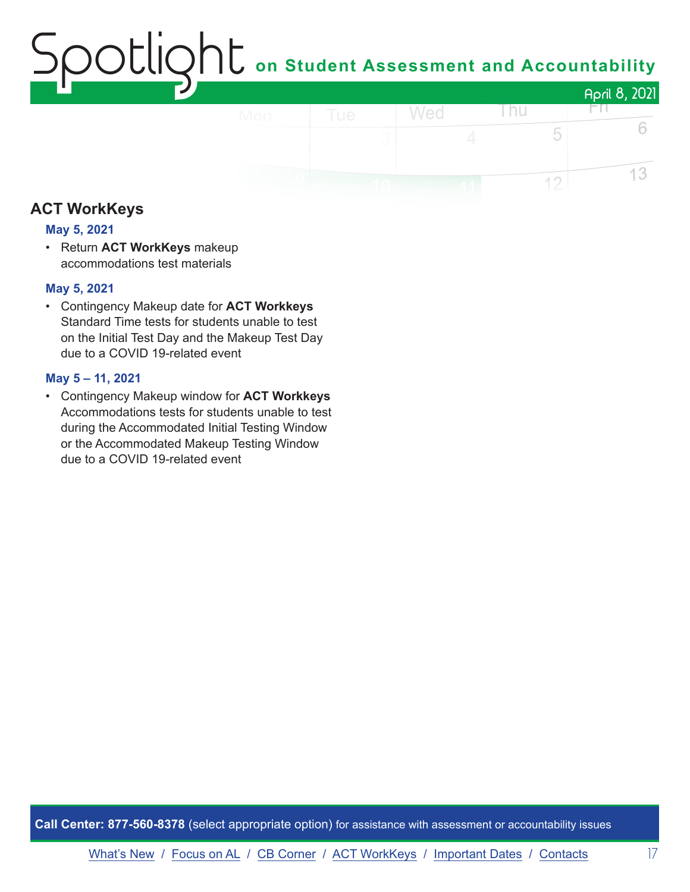## ACT WorkKeys

### May 5, 2021

- Return **ACT WorkKeys** makeup accommodations test materials

### May 5, 2021

- Contingency Makeup date for **ACT Workkeys** Standard Time tests for students unable to test on the Initial Test Day and the Makeup Test Day due to a COVID 19-related event

### May 5 – 11, 2021

- Contingency Makeup window for **ACT Workkeys** Accommodations tests for students unable to test during the Accommodated Initial Testing Window or the Accommodated Makeup Testing Window due to a COVID 19-related event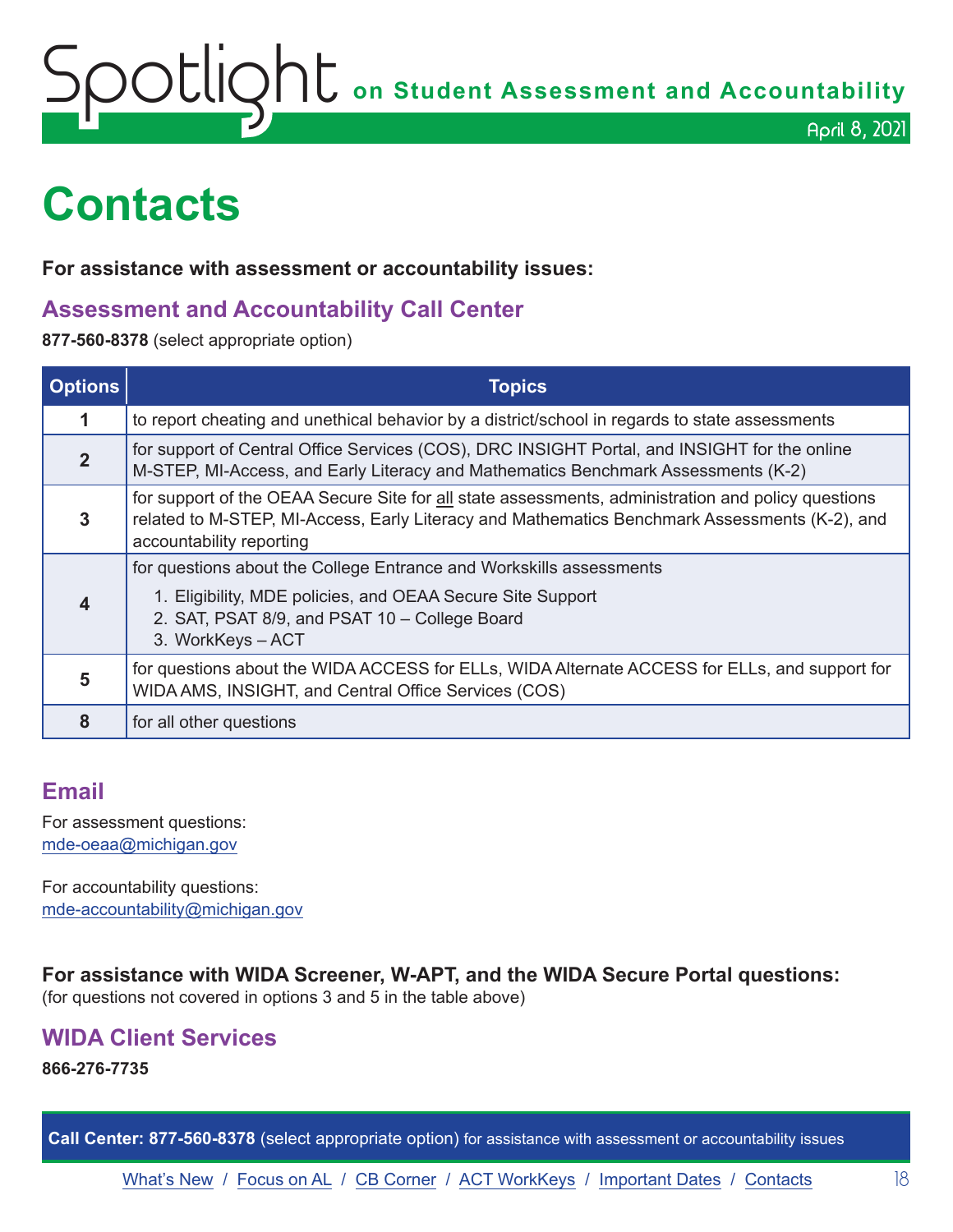# Contacts

**For assistance with assessment or accountability issues:**

## Assessment and Accountability Call Center

**877-560-8378** (select appropriate option)

| Options | Topics |
|---|---|
| **1** | to report cheating and unethical behavior by a district/school in regards to state assessments |
| **2** | for support of Central Office Services (COS), DRC INSIGHT Portal, and INSIGHT for the online M-STEP, MI-Access, and Early Literacy and Mathematics Benchmark Assessments (K-2) |
| **3** | for support of the OEAA Secure Site for all state assessments, administration and policy questions related to M-STEP, MI-Access, Early Literacy and Mathematics Benchmark Assessments (K-2), and accountability reporting |
| **4** | for questions about the College Entrance and Workskills assessments<br>1. Eligibility, MDE policies, and OEAA Secure Site Support<br>2. SAT, PSAT 8/9, and PSAT 10 – College Board<br>3. WorkKeys – ACT |
| **5** | for questions about the WIDA ACCESS for ELLs, WIDA Alternate ACCESS for ELLs, and support for WIDA AMS, INSIGHT, and Central Office Services (COS) |
| **8** | for all other questions |

## Email

For assessment questions:
mde-oeaa@michigan.gov

For accountability questions:
mde-accountability@michigan.gov

**For assistance with WIDA Screener, W-APT, and the WIDA Secure Portal questions:**
(for questions not covered in options 3 and 5 in the table above)

## WIDA Client Services

**866-276-7735**